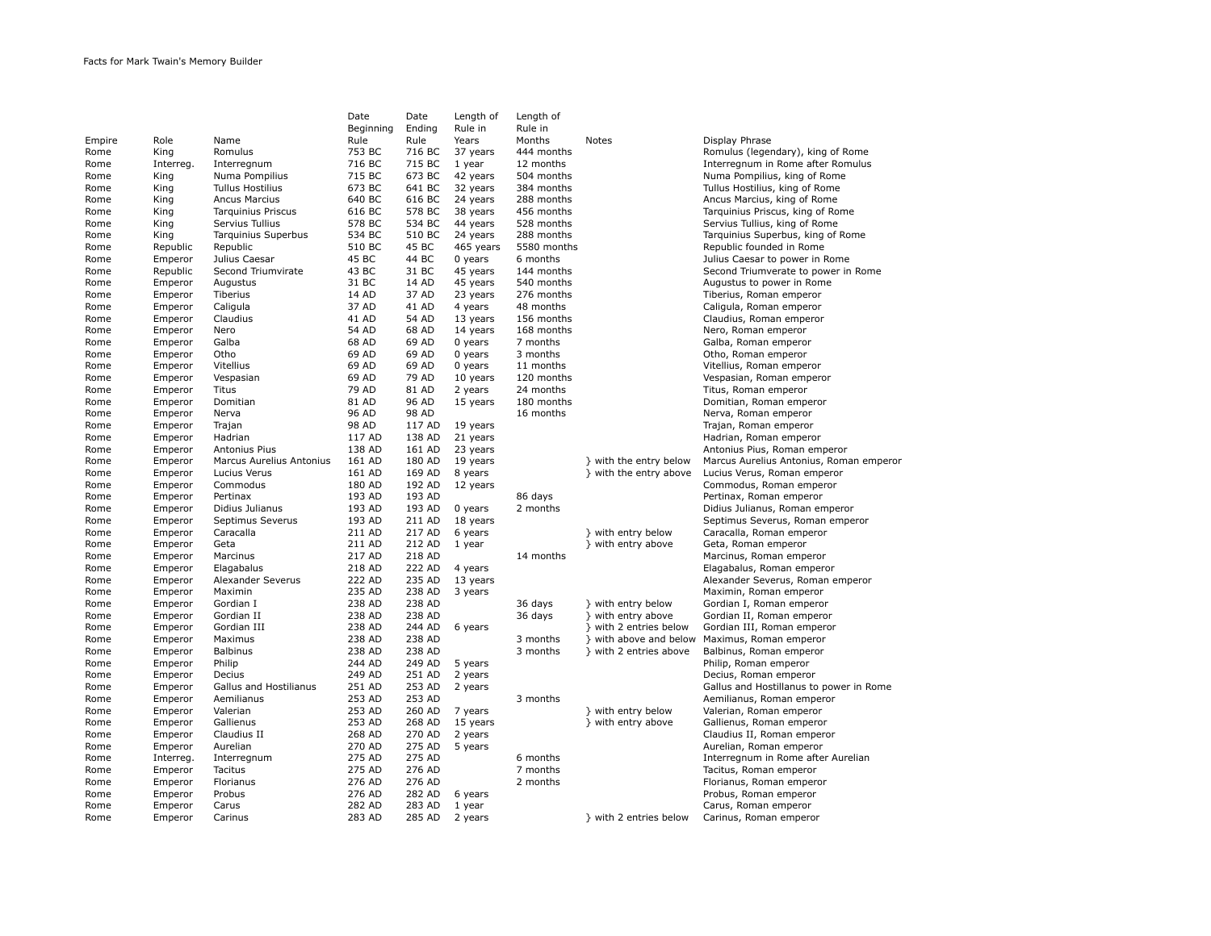Facts for Mark Twain's Memory Builder

| Empire | Role | Name | Date Beginning Rule | Date Ending Rule | Length of Rule in Years | Length of Rule in Months | Notes | Display Phrase |
|---|---|---|---|---|---|---|---|---|
| Rome | King | Romulus | 753 BC | 716 BC | 37 years | 444 months | | Romulus (legendary), king of Rome |
| Rome | Interreg. | Interregnum | 716 BC | 715 BC | 1 year | 12 months | | Interregnum in Rome after Romulus |
| Rome | King | Numa Pompilius | 715 BC | 673 BC | 42 years | 504 months | | Numa Pompilius, king of Rome |
| Rome | King | Tullus Hostilius | 673 BC | 641 BC | 32 years | 384 months | | Tullus Hostilius, king of Rome |
| Rome | King | Ancus Marcius | 640 BC | 616 BC | 24 years | 288 months | | Ancus Marcius, king of Rome |
| Rome | King | Tarquinius Priscus | 616 BC | 578 BC | 38 years | 456 months | | Tarquinius Priscus, king of Rome |
| Rome | King | Servius Tullius | 578 BC | 534 BC | 44 years | 528 months | | Servius Tullius, king of Rome |
| Rome | King | Tarquinius Superbus | 534 BC | 510 BC | 24 years | 288 months | | Tarquinius Superbus, king of Rome |
| Rome | Republic | Republic | 510 BC | 45 BC | 465 years | 5580 months | | Republic founded in Rome |
| Rome | Emperor | Julius Caesar | 45 BC | 44 BC | 0 years | 6 months | | Julius Caesar to power in Rome |
| Rome | Republic | Second Triumvirate | 43 BC | 31 BC | 45 years | 144 months | | Second Triumverate to power in Rome |
| Rome | Emperor | Augustus | 31 BC | 14 AD | 45 years | 540 months | | Augustus to power in Rome |
| Rome | Emperor | Tiberius | 14 AD | 37 AD | 23 years | 276 months | | Tiberius, Roman emperor |
| Rome | Emperor | Caligula | 37 AD | 41 AD | 4 years | 48 months | | Caligula, Roman emperor |
| Rome | Emperor | Claudius | 41 AD | 54 AD | 13 years | 156 months | | Claudius, Roman emperor |
| Rome | Emperor | Nero | 54 AD | 68 AD | 14 years | 168 months | | Nero, Roman emperor |
| Rome | Emperor | Galba | 68 AD | 69 AD | 0 years | 7 months | | Galba, Roman emperor |
| Rome | Emperor | Otho | 69 AD | 69 AD | 0 years | 3 months | | Otho, Roman emperor |
| Rome | Emperor | Vitellius | 69 AD | 69 AD | 0 years | 11 months | | Vitellius, Roman emperor |
| Rome | Emperor | Vespasian | 69 AD | 79 AD | 10 years | 120 months | | Vespasian, Roman emperor |
| Rome | Emperor | Titus | 79 AD | 81 AD | 2 years | 24 months | | Titus, Roman emperor |
| Rome | Emperor | Domitian | 81 AD | 96 AD | 15 years | 180 months | | Domitian, Roman emperor |
| Rome | Emperor | Nerva | 96 AD | 98 AD | | 16 months | | Nerva, Roman emperor |
| Rome | Emperor | Trajan | 98 AD | 117 AD | 19 years | | | Trajan, Roman emperor |
| Rome | Emperor | Hadrian | 117 AD | 138 AD | 21 years | | | Hadrian, Roman emperor |
| Rome | Emperor | Antonius Pius | 138 AD | 161 AD | 23 years | | | Antonius Pius, Roman emperor |
| Rome | Emperor | Marcus Aurelius Antonius | 161 AD | 180 AD | 19 years | | } with the entry below | Marcus Aurelius Antonius, Roman emperor |
| Rome | Emperor | Lucius Verus | 161 AD | 169 AD | 8 years | | } with the entry above | Lucius Verus, Roman emperor |
| Rome | Emperor | Commodus | 180 AD | 192 AD | 12 years | | | Commodus, Roman emperor |
| Rome | Emperor | Pertinax | 193 AD | 193 AD | | 86 days | | Pertinax, Roman emperor |
| Rome | Emperor | Didius Julianus | 193 AD | 193 AD | 0 years | 2 months | | Didius Julianus, Roman emperor |
| Rome | Emperor | Septimus Severus | 193 AD | 211 AD | 18 years | | | Septimus Severus, Roman emperor |
| Rome | Emperor | Caracalla | 211 AD | 217 AD | 6 years | | } with entry below | Caracalla, Roman emperor |
| Rome | Emperor | Geta | 211 AD | 212 AD | 1 year | | } with entry above | Geta, Roman emperor |
| Rome | Emperor | Marcinus | 217 AD | 218 AD | | 14 months | | Marcinus, Roman emperor |
| Rome | Emperor | Elagabalus | 218 AD | 222 AD | 4 years | | | Elagabalus, Roman emperor |
| Rome | Emperor | Alexander Severus | 222 AD | 235 AD | 13 years | | | Alexander Severus, Roman emperor |
| Rome | Emperor | Maximin | 235 AD | 238 AD | 3 years | | | Maximin, Roman emperor |
| Rome | Emperor | Gordian I | 238 AD | 238 AD | | 36 days | } with entry below | Gordian I, Roman emperor |
| Rome | Emperor | Gordian II | 238 AD | 238 AD | | 36 days | } with entry above | Gordian II, Roman emperor |
| Rome | Emperor | Gordian III | 238 AD | 244 AD | 6 years | | } with 2 entries below | Gordian III, Roman emperor |
| Rome | Emperor | Maximus | 238 AD | 238 AD | | 3 months | } with above and below | Maximus, Roman emperor |
| Rome | Emperor | Balbinus | 238 AD | 238 AD | | 3 months | } with 2 entries above | Balbinus, Roman emperor |
| Rome | Emperor | Philip | 244 AD | 249 AD | 5 years | | | Philip, Roman emperor |
| Rome | Emperor | Decius | 249 AD | 251 AD | 2 years | | | Decius, Roman emperor |
| Rome | Emperor | Gallus and Hostilianus | 251 AD | 253 AD | 2 years | | | Gallus and Hostillanus to power in Rome |
| Rome | Emperor | Aemilianus | 253 AD | 253 AD | | 3 months | | Aemilianus, Roman emperor |
| Rome | Emperor | Valerian | 253 AD | 260 AD | 7 years | | } with entry below | Valerian, Roman emperor |
| Rome | Emperor | Gallienus | 253 AD | 268 AD | 15 years | | } with entry above | Gallienus, Roman emperor |
| Rome | Emperor | Claudius II | 268 AD | 270 AD | 2 years | | | Claudius II, Roman emperor |
| Rome | Emperor | Aurelian | 270 AD | 275 AD | 5 years | | | Aurelian, Roman emperor |
| Rome | Interreg. | Interregnum | 275 AD | 275 AD | | 6 months | | Interregnum in Rome after Aurelian |
| Rome | Emperor | Tacitus | 275 AD | 276 AD | | 7 months | | Tacitus, Roman emperor |
| Rome | Emperor | Florianus | 276 AD | 276 AD | | 2 months | | Florianus, Roman emperor |
| Rome | Emperor | Probus | 276 AD | 282 AD | 6 years | | | Probus, Roman emperor |
| Rome | Emperor | Carus | 282 AD | 283 AD | 1 year | | | Carus, Roman emperor |
| Rome | Emperor | Carinus | 283 AD | 285 AD | 2 years | | } with 2 entries below | Carinus, Roman emperor |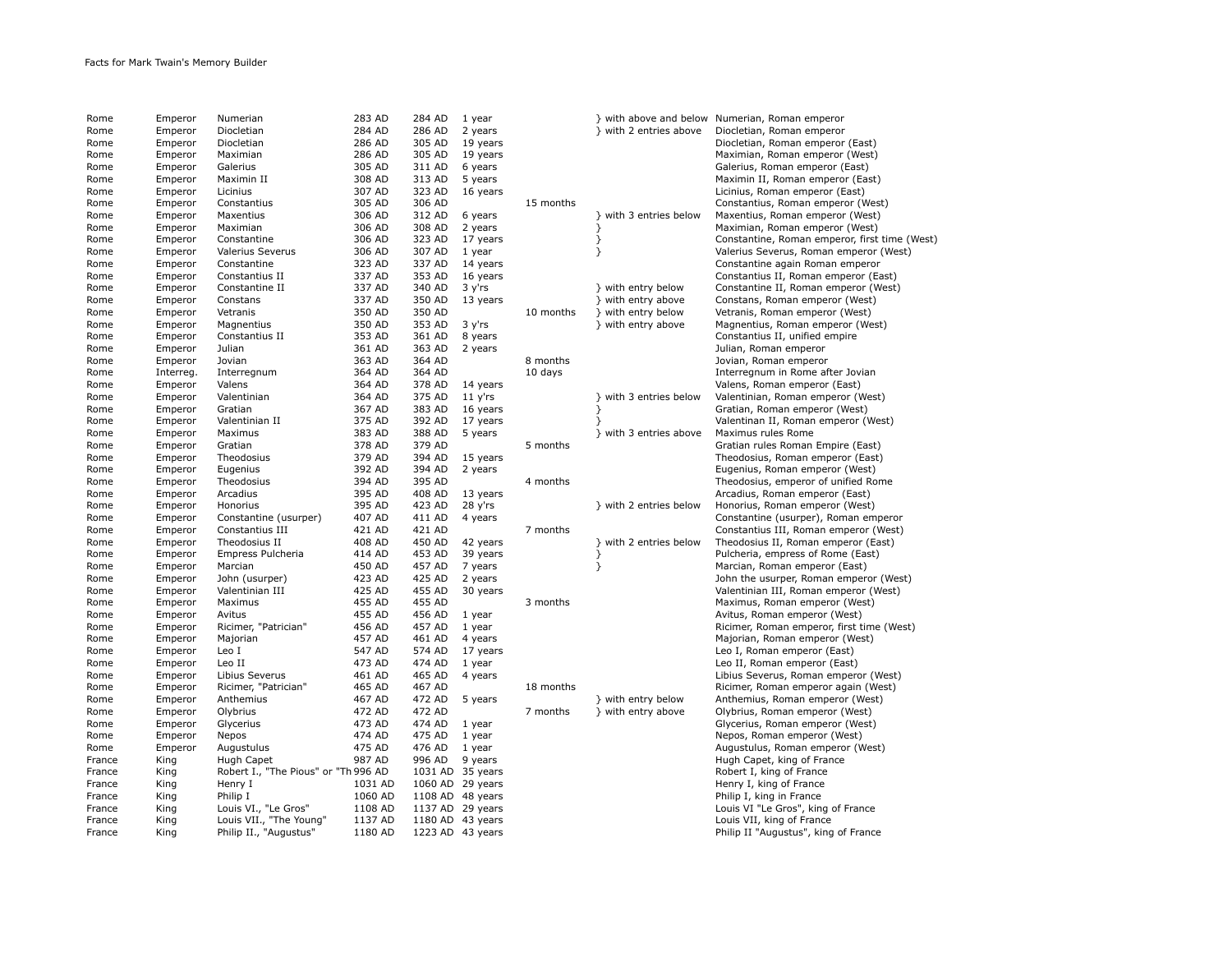| | | | | | | | | |
|---|---|---|---|---|---|---|---|---|
| Rome | Emperor | Numerian | 283 AD | 284 AD | 1 year | | } with above and below | Numerian, Roman emperor |
| Rome | Emperor | Diocletian | 284 AD | 286 AD | 2 years | | } with 2 entries above | Diocletian, Roman emperor |
| Rome | Emperor | Diocletian | 286 AD | 305 AD | 19 years | | | Diocletian, Roman emperor (East) |
| Rome | Emperor | Maximian | 286 AD | 305 AD | 19 years | | | Maximian, Roman emperor (West) |
| Rome | Emperor | Galerius | 305 AD | 311 AD | 6 years | | | Galerius, Roman emperor (East) |
| Rome | Emperor | Maximin II | 308 AD | 313 AD | 5 years | | | Maximin II, Roman emperor (East) |
| Rome | Emperor | Licinius | 307 AD | 323 AD | 16 years | | | Licinius, Roman emperor (East) |
| Rome | Emperor | Constantius | 305 AD | 306 AD | | 15 months | | Constantius, Roman emperor (West) |
| Rome | Emperor | Maxentius | 306 AD | 312 AD | 6 years | | } with 3 entries below | Maxentius, Roman emperor (West) |
| Rome | Emperor | Maximian | 306 AD | 308 AD | 2 years | | } | Maximian, Roman emperor (West) |
| Rome | Emperor | Constantine | 306 AD | 323 AD | 17 years | | } | Constantine, Roman emperor, first time (West) |
| Rome | Emperor | Valerius Severus | 306 AD | 307 AD | 1 year | | } | Valerius Severus, Roman emperor (West) |
| Rome | Emperor | Constantine | 323 AD | 337 AD | 14 years | | | Constantine again Roman emperor |
| Rome | Emperor | Constantius II | 337 AD | 353 AD | 16 years | | | Constantius II, Roman emperor (East) |
| Rome | Emperor | Constantine II | 337 AD | 340 AD | 3 y'rs | | } with entry below | Constantine II, Roman emperor (West) |
| Rome | Emperor | Constans | 337 AD | 350 AD | 13 years | | } with entry above | Constans, Roman emperor (West) |
| Rome | Emperor | Vetranis | 350 AD | 350 AD | | 10 months | } with entry below | Vetranis, Roman emperor (West) |
| Rome | Emperor | Magnentius | 350 AD | 353 AD | 3 y'rs | | } with entry above | Magnentius, Roman emperor (West) |
| Rome | Emperor | Constantius II | 353 AD | 361 AD | 8 years | | | Constantius II, unified empire |
| Rome | Emperor | Julian | 361 AD | 363 AD | 2 years | | | Julian, Roman emperor |
| Rome | Emperor | Jovian | 363 AD | 364 AD | | 8 months | | Jovian, Roman emperor |
| Rome | Interreg. | Interregnum | 364 AD | 364 AD | | 10 days | | Interregnum in Rome after Jovian |
| Rome | Emperor | Valens | 364 AD | 378 AD | 14 years | | | Valens, Roman emperor (East) |
| Rome | Emperor | Valentinian | 364 AD | 375 AD | 11 y'rs | | } with 3 entries below | Valentinian, Roman emperor (West) |
| Rome | Emperor | Gratian | 367 AD | 383 AD | 16 years | | } | Gratian, Roman emperor (West) |
| Rome | Emperor | Valentinian II | 375 AD | 392 AD | 17 years | | } | Valentinan II, Roman emperor (West) |
| Rome | Emperor | Maximus | 383 AD | 388 AD | 5 years | | } with 3 entries above | Maximus rules Rome |
| Rome | Emperor | Gratian | 378 AD | 379 AD | | 5 months | | Gratian rules Roman Empire (East) |
| Rome | Emperor | Theodosius | 379 AD | 394 AD | 15 years | | | Theodosius, Roman emperor (East) |
| Rome | Emperor | Eugenius | 392 AD | 394 AD | 2 years | | | Eugenius, Roman emperor (West) |
| Rome | Emperor | Theodosius | 394 AD | 395 AD | | 4 months | | Theodosius, emperor of unified Rome |
| Rome | Emperor | Arcadius | 395 AD | 408 AD | 13 years | | | Arcadius, Roman emperor (East) |
| Rome | Emperor | Honorius | 395 AD | 423 AD | 28 y'rs | | } with 2 entries below | Honorius, Roman emperor (West) |
| Rome | Emperor | Constantine (usurper) | 407 AD | 411 AD | 4 years | | | Constantine (usurper), Roman emperor |
| Rome | Emperor | Constantius III | 421 AD | 421 AD | | 7 months | | Constantius III, Roman emperor (West) |
| Rome | Emperor | Theodosius II | 408 AD | 450 AD | 42 years | | } with 2 entries below | Theodosius II, Roman emperor (East) |
| Rome | Emperor | Empress Pulcheria | 414 AD | 453 AD | 39 years | | } | Pulcheria, empress of Rome (East) |
| Rome | Emperor | Marcian | 450 AD | 457 AD | 7 years | | } | Marcian, Roman emperor (East) |
| Rome | Emperor | John (usurper) | 423 AD | 425 AD | 2 years | | | John the usurper, Roman emperor (West) |
| Rome | Emperor | Valentinian III | 425 AD | 455 AD | 30 years | | | Valentinian III, Roman emperor (West) |
| Rome | Emperor | Maximus | 455 AD | 455 AD | | 3 months | | Maximus, Roman emperor (West) |
| Rome | Emperor | Avitus | 455 AD | 456 AD | 1 year | | | Avitus, Roman emperor (West) |
| Rome | Emperor | Ricimer, "Patrician" | 456 AD | 457 AD | 1 year | | | Ricimer, Roman emperor, first time (West) |
| Rome | Emperor | Majorian | 457 AD | 461 AD | 4 years | | | Majorian, Roman emperor (West) |
| Rome | Emperor | Leo I | 547 AD | 574 AD | 17 years | | | Leo I, Roman emperor (East) |
| Rome | Emperor | Leo II | 473 AD | 474 AD | 1 year | | | Leo II, Roman emperor (East) |
| Rome | Emperor | Libius Severus | 461 AD | 465 AD | 4 years | | | Libius Severus, Roman emperor (West) |
| Rome | Emperor | Ricimer, "Patrician" | 465 AD | 467 AD | | 18 months | | Ricimer, Roman emperor again (West) |
| Rome | Emperor | Anthemius | 467 AD | 472 AD | 5 years | | } with entry below | Anthemius, Roman emperor (West) |
| Rome | Emperor | Olybrius | 472 AD | 472 AD | | 7 months | } with entry above | Olybrius, Roman emperor (West) |
| Rome | Emperor | Glycerius | 473 AD | 474 AD | 1 year | | | Glycerius, Roman emperor (West) |
| Rome | Emperor | Nepos | 474 AD | 475 AD | 1 year | | | Nepos, Roman emperor (West) |
| Rome | Emperor | Augustulus | 475 AD | 476 AD | 1 year | | | Augustulus, Roman emperor (West) |
| France | King | Hugh Capet | 987 AD | 996 AD | 9 years | | | Hugh Capet, king of France |
| France | King | Robert I., "The Pious" or "Th | 996 AD | 1031 AD | 35 years | | | Robert I, king of France |
| France | King | Henry I | 1031 AD | 1060 AD | 29 years | | | Henry I, king of France |
| France | King | Philip I | 1060 AD | 1108 AD | 48 years | | | Philip I, king in France |
| France | King | Louis VI., "Le Gros" | 1108 AD | 1137 AD | 29 years | | | Louis VI "Le Gros", king of France |
| France | King | Louis VII., "The Young" | 1137 AD | 1180 AD | 43 years | | | Louis VII, king of France |
| France | King | Philip II., "Augustus" | 1180 AD | 1223 AD | 43 years | | | Philip II "Augustus", king of France |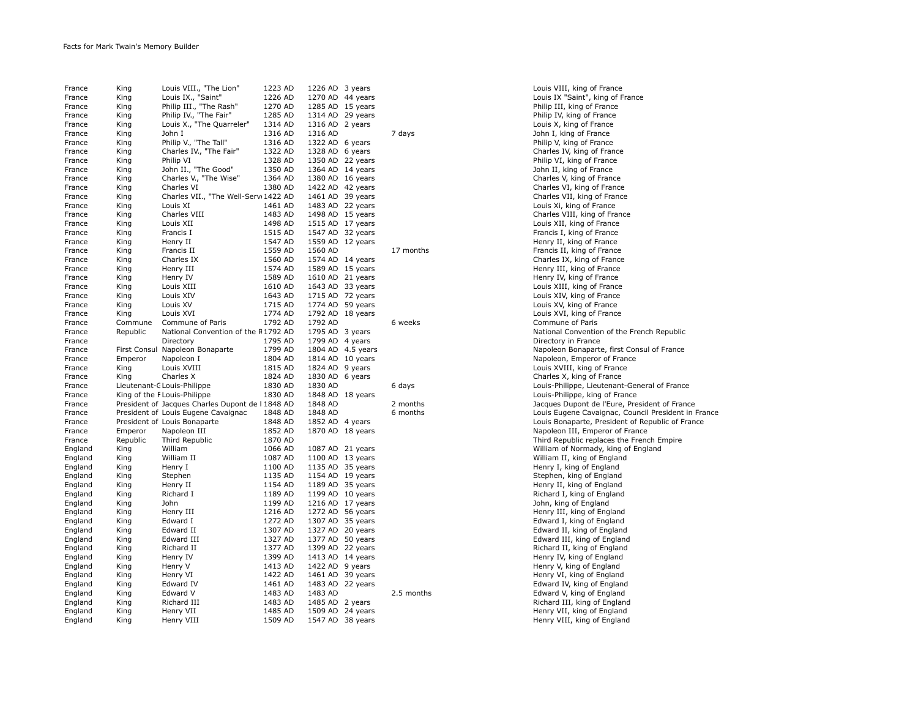| | | | | | | | |
|---|---|---|---|---|---|---|---|
| France | King | Louis VIII., "The Lion" | 1223 AD | 1226 AD | 3 years | | Louis VIII, king of France |
| France | King | Louis IX., "Saint" | 1226 AD | 1270 AD | 44 years | | Louis IX "Saint", king of France |
| France | King | Philip III., "The Rash" | 1270 AD | 1285 AD | 15 years | | Philip III, king of France |
| France | King | Philip IV., "The Fair" | 1285 AD | 1314 AD | 29 years | | Philip IV, king of France |
| France | King | Louis X., "The Quarreler" | 1314 AD | 1316 AD | 2 years | | Louis X, king of France |
| France | King | John I | 1316 AD | 1316 AD | | 7 days | John I, king of France |
| France | King | Philip V., "The Tall" | 1316 AD | 1322 AD | 6 years | | Philip V, king of France |
| France | King | Charles IV., "The Fair" | 1322 AD | 1328 AD | 6 years | | Charles IV, king of France |
| France | King | Philip VI | 1328 AD | 1350 AD | 22 years | | Philip VI, king of France |
| France | King | John II., "The Good" | 1350 AD | 1364 AD | 14 years | | John II, king of France |
| France | King | Charles V., "The Wise" | 1364 AD | 1380 AD | 16 years | | Charles V, king of France |
| France | King | Charles VI | 1380 AD | 1422 AD | 42 years | | Charles VI, king of France |
| France | King | Charles VII., "The Well-Serv | 1422 AD | 1461 AD | 39 years | | Charles VII, king of France |
| France | King | Louis XI | 1461 AD | 1483 AD | 22 years | | Louis Xi, king of France |
| France | King | Charles VIII | 1483 AD | 1498 AD | 15 years | | Charles VIII, king of France |
| France | King | Louis XII | 1498 AD | 1515 AD | 17 years | | Louis XII, king of France |
| France | King | Francis I | 1515 AD | 1547 AD | 32 years | | Francis I, king of France |
| France | King | Henry II | 1547 AD | 1559 AD | 12 years | | Henry II, king of France |
| France | King | Francis II | 1559 AD | 1560 AD | | 17 months | Francis II, king of France |
| France | King | Charles IX | 1560 AD | 1574 AD | 14 years | | Charles IX, king of France |
| France | King | Henry III | 1574 AD | 1589 AD | 15 years | | Henry III, king of France |
| France | King | Henry IV | 1589 AD | 1610 AD | 21 years | | Henry IV, king of France |
| France | King | Louis XIII | 1610 AD | 1643 AD | 33 years | | Louis XIII, king of France |
| France | King | Louis XIV | 1643 AD | 1715 AD | 72 years | | Louis XIV, king of France |
| France | King | Louis XV | 1715 AD | 1774 AD | 59 years | | Louis XV, king of France |
| France | King | Louis XVI | 1774 AD | 1792 AD | 18 years | | Louis XVI, king of France |
| France | Commune | Commune of Paris | 1792 AD | 1792 AD | | 6 weeks | Commune of Paris |
| France | Republic | National Convention of the R | 1792 AD | 1795 AD | 3 years | | National Convention of the French Republic |
| France | | Directory | 1795 AD | 1799 AD | 4 years | | Directory in France |
| France | First Consul | Napoleon Bonaparte | 1799 AD | 1804 AD | 4.5 years | | Napoleon Bonaparte, first Consul of France |
| France | Emperor | Napoleon I | 1804 AD | 1814 AD | 10 years | | Napoleon, Emperor of France |
| France | King | Louis XVIII | 1815 AD | 1824 AD | 9 years | | Louis XVIII, king of France |
| France | King | Charles X | 1824 AD | 1830 AD | 6 years | | Charles X, king of France |
| France | Lieutenant-G | Louis-Philippe | 1830 AD | 1830 AD | | 6 days | Louis-Philippe, Lieutenant-General of France |
| France | King of the F | Louis-Philippe | 1830 AD | 1848 AD | 18 years | | Louis-Philippe, king of France |
| France | President of | Jacques Charles Dupont de l | 1848 AD | 1848 AD | | 2 months | Jacques Dupont de l'Eure, President of France |
| France | President of | Louis Eugene Cavaignac | 1848 AD | 1848 AD | | 6 months | Louis Eugene Cavaignac, Council President in France |
| France | President of | Louis Bonaparte | 1848 AD | 1852 AD | 4 years | | Louis Bonaparte, President of Republic of France |
| France | Emperor | Napoleon III | 1852 AD | 1870 AD | 18 years | | Napoleon III, Emperor of France |
| France | Republic | Third Republic | 1870 AD | | | | Third Republic replaces the French Empire |
| England | King | William | 1066 AD | 1087 AD | 21 years | | William of Normady, king of England |
| England | King | William II | 1087 AD | 1100 AD | 13 years | | William II, king of England |
| England | King | Henry I | 1100 AD | 1135 AD | 35 years | | Henry I, king of England |
| England | King | Stephen | 1135 AD | 1154 AD | 19 years | | Stephen, king of England |
| England | King | Henry II | 1154 AD | 1189 AD | 35 years | | Henry II, king of England |
| England | King | Richard I | 1189 AD | 1199 AD | 10 years | | Richard I, king of England |
| England | King | John | 1199 AD | 1216 AD | 17 years | | John, king of England |
| England | King | Henry III | 1216 AD | 1272 AD | 56 years | | Henry III, king of England |
| England | King | Edward I | 1272 AD | 1307 AD | 35 years | | Edward I, king of England |
| England | King | Edward II | 1307 AD | 1327 AD | 20 years | | Edward II, king of England |
| England | King | Edward III | 1327 AD | 1377 AD | 50 years | | Edward III, king of England |
| England | King | Richard II | 1377 AD | 1399 AD | 22 years | | Richard II, king of England |
| England | King | Henry IV | 1399 AD | 1413 AD | 14 years | | Henry IV, king of England |
| England | King | Henry V | 1413 AD | 1422 AD | 9 years | | Henry V, king of England |
| England | King | Henry VI | 1422 AD | 1461 AD | 39 years | | Henry VI, king of England |
| England | King | Edward IV | 1461 AD | 1483 AD | 22 years | | Edward IV, king of England |
| England | King | Edward V | 1483 AD | 1483 AD | | 2.5 months | Edward V, king of England |
| England | King | Richard III | 1483 AD | 1485 AD | 2 years | | Richard III, king of England |
| England | King | Henry VII | 1485 AD | 1509 AD | 24 years | | Henry VII, king of England |
| England | King | Henry VIII | 1509 AD | 1547 AD | 38 years | | Henry VIII, king of England |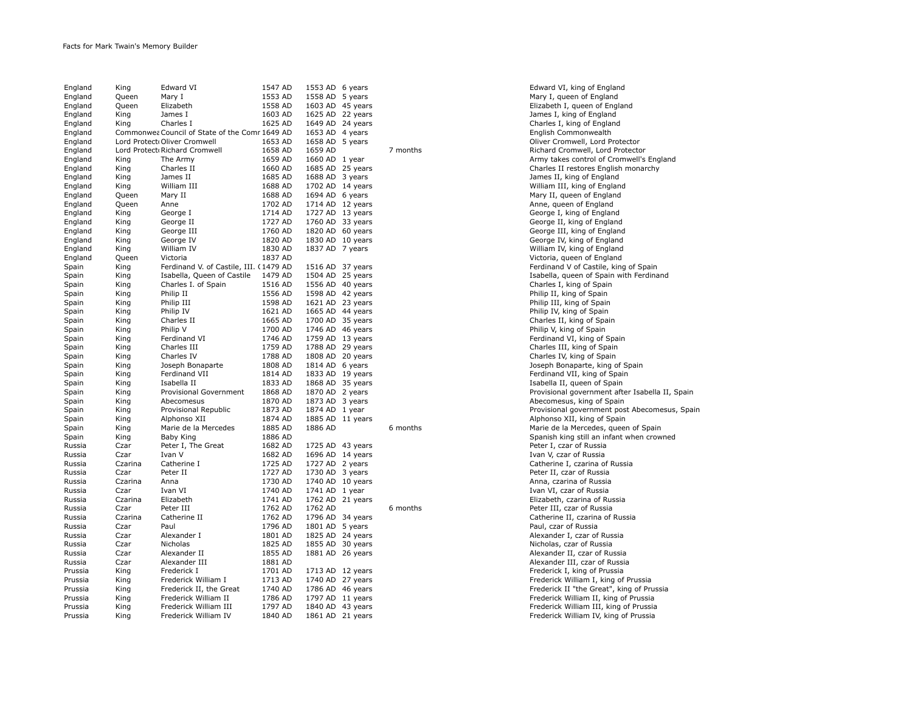Facts for Mark Twain's Memory Builder

| | | | | | | | |
|---|---|---|---|---|---|---|---|
| England | King | Edward VI | 1547 AD | 1553 AD | 6 years | | Edward VI, king of England |
| England | Queen | Mary I | 1553 AD | 1558 AD | 5 years | | Mary I, queen of England |
| England | Queen | Elizabeth | 1558 AD | 1603 AD | 45 years | | Elizabeth I, queen of England |
| England | King | James I | 1603 AD | 1625 AD | 22 years | | James I, king of England |
| England | King | Charles I | 1625 AD | 1649 AD | 24 years | | Charles I, king of England |
| England | Commonwea | Council of State of the Comr | 1649 AD | 1653 AD | 4 years | | English Commonwealth |
| England | Lord Protect | Oliver Cromwell | 1653 AD | 1658 AD | 5 years | | Oliver Cromwell, Lord Protector |
| England | Lord Protect | Richard Cromwell | 1658 AD | 1659 AD | | 7 months | Richard Cromwell, Lord Protector |
| England | King | The Army | 1659 AD | 1660 AD | 1 year | | Army takes control of Cromwell's England |
| England | King | Charles II | 1660 AD | 1685 AD | 25 years | | Charles II restores English monarchy |
| England | King | James II | 1685 AD | 1688 AD | 3 years | | James II, king of England |
| England | King | William III | 1688 AD | 1702 AD | 14 years | | William III, king of England |
| England | Queen | Mary II | 1688 AD | 1694 AD | 6 years | | Mary II, queen of England |
| England | Queen | Anne | 1702 AD | 1714 AD | 12 years | | Anne, queen of England |
| England | King | George I | 1714 AD | 1727 AD | 13 years | | George I, king of England |
| England | King | George II | 1727 AD | 1760 AD | 33 years | | George II, king of England |
| England | King | George III | 1760 AD | 1820 AD | 60 years | | George III, king of England |
| England | King | George IV | 1820 AD | 1830 AD | 10 years | | George IV, king of England |
| England | King | William IV | 1830 AD | 1837 AD | 7 years | | William IV, king of England |
| England | Queen | Victoria | 1837 AD | | | | Victoria, queen of England |
| Spain | King | Ferdinand V. of Castile, III. ( | 1479 AD | 1516 AD | 37 years | | Ferdinand V of Castile, king of Spain |
| Spain | King | Isabella, Queen of Castile | 1479 AD | 1504 AD | 25 years | | Isabella, queen of Spain with Ferdinand |
| Spain | King | Charles I. of Spain | 1516 AD | 1556 AD | 40 years | | Charles I, king of Spain |
| Spain | King | Philip II | 1556 AD | 1598 AD | 42 years | | Philip II, king of Spain |
| Spain | King | Philip III | 1598 AD | 1621 AD | 23 years | | Philip III, king of Spain |
| Spain | King | Philip IV | 1621 AD | 1665 AD | 44 years | | Philip IV, king of Spain |
| Spain | King | Charles II | 1665 AD | 1700 AD | 35 years | | Charles II, king of Spain |
| Spain | King | Philip V | 1700 AD | 1746 AD | 46 years | | Philip V, king of Spain |
| Spain | King | Ferdinand VI | 1746 AD | 1759 AD | 13 years | | Ferdinand VI, king of Spain |
| Spain | King | Charles III | 1759 AD | 1788 AD | 29 years | | Charles III, king of Spain |
| Spain | King | Charles IV | 1788 AD | 1808 AD | 20 years | | Charles IV, king of Spain |
| Spain | King | Joseph Bonaparte | 1808 AD | 1814 AD | 6 years | | Joseph Bonaparte, king of Spain |
| Spain | King | Ferdinand VII | 1814 AD | 1833 AD | 19 years | | Ferdinand VII, king of Spain |
| Spain | King | Isabella II | 1833 AD | 1868 AD | 35 years | | Isabella II, queen of Spain |
| Spain | King | Provisional Government | 1868 AD | 1870 AD | 2 years | | Provisional government after Isabella II, Spain |
| Spain | King | Abecomesus | 1870 AD | 1873 AD | 3 years | | Abecomesus, king of Spain |
| Spain | King | Provisional Republic | 1873 AD | 1874 AD | 1 year | | Provisional government post Abecomesus, Spain |
| Spain | King | Alphonso XII | 1874 AD | 1885 AD | 11 years | | Alphonso XII, king of Spain |
| Spain | King | Marie de la Mercedes | 1885 AD | 1886 AD | | 6 months | Marie de la Mercedes, queen of Spain |
| Spain | King | Baby King | 1886 AD | | | | Spanish king still an infant when crowned |
| Russia | Czar | Peter I, The Great | 1682 AD | 1725 AD | 43 years | | Peter I, czar of Russia |
| Russia | Czar | Ivan V | 1682 AD | 1696 AD | 14 years | | Ivan V, czar of Russia |
| Russia | Czarina | Catherine I | 1725 AD | 1727 AD | 2 years | | Catherine I, czarina of Russia |
| Russia | Czar | Peter II | 1727 AD | 1730 AD | 3 years | | Peter II, czar of Russia |
| Russia | Czarina | Anna | 1730 AD | 1740 AD | 10 years | | Anna, czarina of Russia |
| Russia | Czar | Ivan VI | 1740 AD | 1741 AD | 1 year | | Ivan VI, czar of Russia |
| Russia | Czarina | Elizabeth | 1741 AD | 1762 AD | 21 years | | Elizabeth, czarina of Russia |
| Russia | Czar | Peter III | 1762 AD | 1762 AD | | 6 months | Peter III, czar of Russia |
| Russia | Czarina | Catherine II | 1762 AD | 1796 AD | 34 years | | Catherine II, czarina of Russia |
| Russia | Czar | Paul | 1796 AD | 1801 AD | 5 years | | Paul, czar of Russia |
| Russia | Czar | Alexander I | 1801 AD | 1825 AD | 24 years | | Alexander I, czar of Russia |
| Russia | Czar | Nicholas | 1825 AD | 1855 AD | 30 years | | Nicholas, czar of Russia |
| Russia | Czar | Alexander II | 1855 AD | 1881 AD | 26 years | | Alexander II, czar of Russia |
| Russia | Czar | Alexander III | 1881 AD | | | | Alexander III, czar of Russia |
| Prussia | King | Frederick I | 1701 AD | 1713 AD | 12 years | | Frederick I, king of Prussia |
| Prussia | King | Frederick William I | 1713 AD | 1740 AD | 27 years | | Frederick William I, king of Prussia |
| Prussia | King | Frederick II, the Great | 1740 AD | 1786 AD | 46 years | | Frederick II "the Great", king of Prussia |
| Prussia | King | Frederick William II | 1786 AD | 1797 AD | 11 years | | Frederick William II, king of Prussia |
| Prussia | King | Frederick William III | 1797 AD | 1840 AD | 43 years | | Frederick William III, king of Prussia |
| Prussia | King | Frederick William IV | 1840 AD | 1861 AD | 21 years | | Frederick William IV, king of Prussia |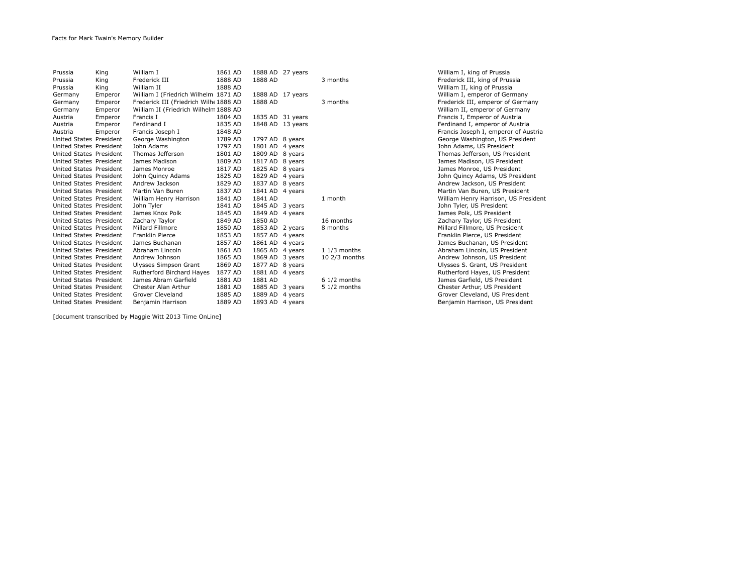Facts for Mark Twain's Memory Builder

| | | | | | | | |
|---|---|---|---|---|---|---|---|
| Prussia | King | William I | 1861 AD | 1888 AD | 27 years | | William I, king of Prussia |
| Prussia | King | Frederick III | 1888 AD | 1888 AD | | 3 months | Frederick III, king of Prussia |
| Prussia | King | William II | 1888 AD | | | | William II, king of Prussia |
| Germany | Emperor | William I (Friedrich Wilhelm | 1871 AD | 1888 AD | 17 years | | William I, emperor of Germany |
| Germany | Emperor | Frederick III (Friedrich Wilhe | 1888 AD | 1888 AD | | 3 months | Frederick III, emperor of Germany |
| Germany | Emperor | William II (Friedrich Wilhelm | 1888 AD | | | | William II, emperor of Germany |
| Austria | Emperor | Francis I | 1804 AD | 1835 AD | 31 years | | Francis I, Emperor of Austria |
| Austria | Emperor | Ferdinand I | 1835 AD | 1848 AD | 13 years | | Ferdinand I, emperor of Austria |
| Austria | Emperor | Francis Joseph I | 1848 AD | | | | Francis Joseph I, emperor of Austria |
| United States | President | George Washington | 1789 AD | 1797 AD | 8 years | | George Washington, US President |
| United States | President | John Adams | 1797 AD | 1801 AD | 4 years | | John Adams, US President |
| United States | President | Thomas Jefferson | 1801 AD | 1809 AD | 8 years | | Thomas Jefferson, US President |
| United States | President | James Madison | 1809 AD | 1817 AD | 8 years | | James Madison, US President |
| United States | President | James Monroe | 1817 AD | 1825 AD | 8 years | | James Monroe, US President |
| United States | President | John Quincy Adams | 1825 AD | 1829 AD | 4 years | | John Quincy Adams, US President |
| United States | President | Andrew Jackson | 1829 AD | 1837 AD | 8 years | | Andrew Jackson, US President |
| United States | President | Martin Van Buren | 1837 AD | 1841 AD | 4 years | | Martin Van Buren, US President |
| United States | President | William Henry Harrison | 1841 AD | 1841 AD | | 1 month | William Henry Harrison, US President |
| United States | President | John Tyler | 1841 AD | 1845 AD | 3 years | | John Tyler, US President |
| United States | President | James Knox Polk | 1845 AD | 1849 AD | 4 years | | James Polk, US President |
| United States | President | Zachary Taylor | 1849 AD | 1850 AD | | 16 months | Zachary Taylor, US President |
| United States | President | Millard Fillmore | 1850 AD | 1853 AD | 2 years | 8 months | Millard Fillmore, US President |
| United States | President | Franklin Pierce | 1853 AD | 1857 AD | 4 years | | Franklin Pierce, US President |
| United States | President | James Buchanan | 1857 AD | 1861 AD | 4 years | | James Buchanan, US President |
| United States | President | Abraham Lincoln | 1861 AD | 1865 AD | 4 years | 1 1/3 months | Abraham Lincoln, US President |
| United States | President | Andrew Johnson | 1865 AD | 1869 AD | 3 years | 10 2/3 months | Andrew Johnson, US President |
| United States | President | Ulysses Simpson Grant | 1869 AD | 1877 AD | 8 years | | Ulysses S. Grant, US President |
| United States | President | Rutherford Birchard Hayes | 1877 AD | 1881 AD | 4 years | | Rutherford Hayes, US President |
| United States | President | James Abram Garfield | 1881 AD | 1881 AD | | 6 1/2 months | James Garfield, US President |
| United States | President | Chester Alan Arthur | 1881 AD | 1885 AD | 3 years | 5 1/2 months | Chester Arthur, US President |
| United States | President | Grover Cleveland | 1885 AD | 1889 AD | 4 years | | Grover Cleveland, US President |
| United States | President | Benjamin Harrison | 1889 AD | 1893 AD | 4 years | | Benjamin Harrison, US President |

[document transcribed by Maggie Witt 2013 Time OnLine]